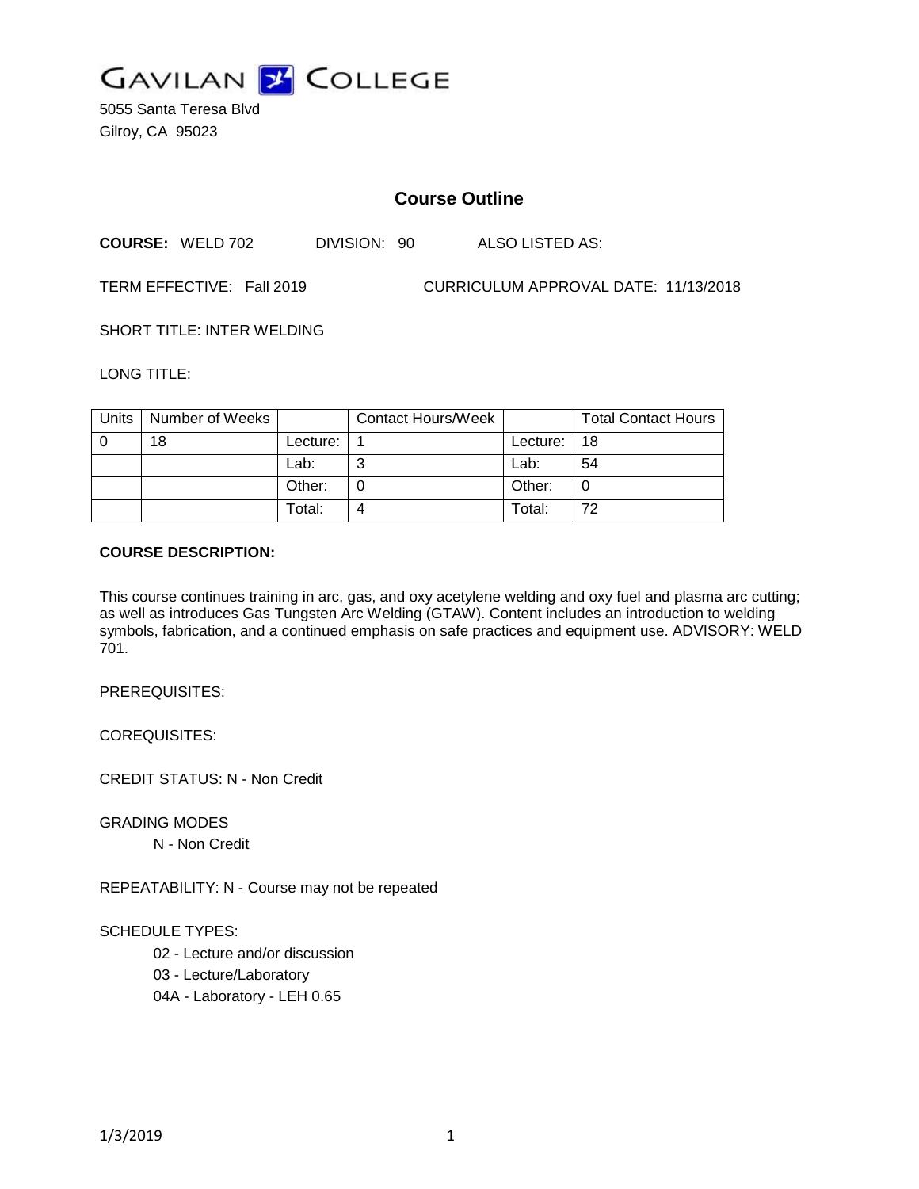GAVILAN COLLEGE

5055 Santa Teresa Blvd
Gilroy, CA 95023

## Course Outline

**COURSE:** WELD 702 DIVISION: 90 ALSO LISTED AS:

TERM EFFECTIVE: Fall 2019 CURRICULUM APPROVAL DATE: 11/13/2018

SHORT TITLE: INTER WELDING

LONG TITLE:

| Units | Number of Weeks | | Contact Hours/Week | | Total Contact Hours |
|---|---|---|---|---|---|
| 0 | 18 | Lecture: | 1 | Lecture: | 18 |
| | | Lab: | 3 | Lab: | 54 |
| | | Other: | 0 | Other: | 0 |
| | | Total: | 4 | Total: | 72 |

**COURSE DESCRIPTION:**

This course continues training in arc, gas, and oxy acetylene welding and oxy fuel and plasma arc cutting; as well as introduces Gas Tungsten Arc Welding (GTAW). Content includes an introduction to welding symbols, fabrication, and a continued emphasis on safe practices and equipment use. ADVISORY: WELD 701.

PREREQUISITES:

COREQUISITES:

CREDIT STATUS: N - Non Credit

GRADING MODES

N - Non Credit

REPEATABILITY: N - Course may not be repeated

SCHEDULE TYPES:

02 - Lecture and/or discussion

03 - Lecture/Laboratory

04A - Laboratory - LEH 0.65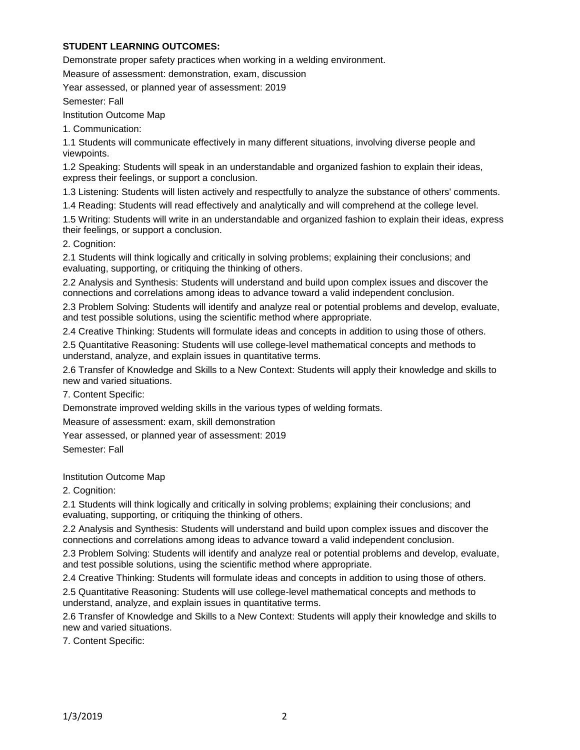**STUDENT LEARNING OUTCOMES:**

Demonstrate proper safety practices when working in a welding environment.

Measure of assessment: demonstration, exam, discussion

Year assessed, or planned year of assessment: 2019

Semester: Fall

Institution Outcome Map

1. Communication:

1.1 Students will communicate effectively in many different situations, involving diverse people and viewpoints.

1.2 Speaking: Students will speak in an understandable and organized fashion to explain their ideas, express their feelings, or support a conclusion.

1.3 Listening: Students will listen actively and respectfully to analyze the substance of others' comments.

1.4 Reading: Students will read effectively and analytically and will comprehend at the college level.

1.5 Writing: Students will write in an understandable and organized fashion to explain their ideas, express their feelings, or support a conclusion.

2. Cognition:

2.1 Students will think logically and critically in solving problems; explaining their conclusions; and evaluating, supporting, or critiquing the thinking of others.

2.2 Analysis and Synthesis: Students will understand and build upon complex issues and discover the connections and correlations among ideas to advance toward a valid independent conclusion.

2.3 Problem Solving: Students will identify and analyze real or potential problems and develop, evaluate, and test possible solutions, using the scientific method where appropriate.

2.4 Creative Thinking: Students will formulate ideas and concepts in addition to using those of others.

2.5 Quantitative Reasoning: Students will use college-level mathematical concepts and methods to understand, analyze, and explain issues in quantitative terms.

2.6 Transfer of Knowledge and Skills to a New Context: Students will apply their knowledge and skills to new and varied situations.

7. Content Specific:

Demonstrate improved welding skills in the various types of welding formats.

Measure of assessment: exam, skill demonstration

Year assessed, or planned year of assessment: 2019

Semester: Fall

Institution Outcome Map

2. Cognition:

2.1 Students will think logically and critically in solving problems; explaining their conclusions; and evaluating, supporting, or critiquing the thinking of others.

2.2 Analysis and Synthesis: Students will understand and build upon complex issues and discover the connections and correlations among ideas to advance toward a valid independent conclusion.

2.3 Problem Solving: Students will identify and analyze real or potential problems and develop, evaluate, and test possible solutions, using the scientific method where appropriate.

2.4 Creative Thinking: Students will formulate ideas and concepts in addition to using those of others.

2.5 Quantitative Reasoning: Students will use college-level mathematical concepts and methods to understand, analyze, and explain issues in quantitative terms.

2.6 Transfer of Knowledge and Skills to a New Context: Students will apply their knowledge and skills to new and varied situations.

7. Content Specific: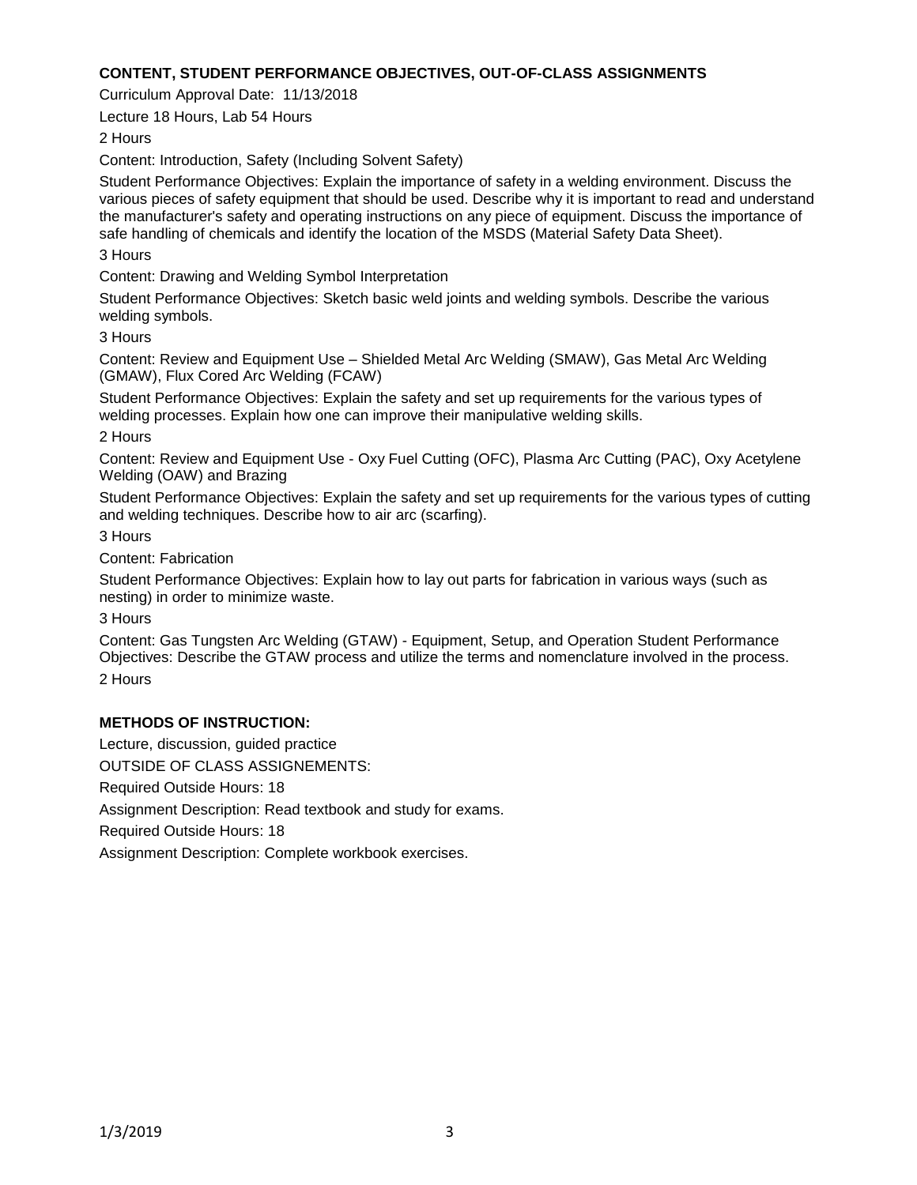**CONTENT, STUDENT PERFORMANCE OBJECTIVES, OUT-OF-CLASS ASSIGNMENTS**

Curriculum Approval Date: 11/13/2018

Lecture 18 Hours, Lab 54 Hours

2 Hours

Content: Introduction, Safety (Including Solvent Safety)

Student Performance Objectives: Explain the importance of safety in a welding environment. Discuss the various pieces of safety equipment that should be used. Describe why it is important to read and understand the manufacturer's safety and operating instructions on any piece of equipment. Discuss the importance of safe handling of chemicals and identify the location of the MSDS (Material Safety Data Sheet).

3 Hours

Content: Drawing and Welding Symbol Interpretation

Student Performance Objectives: Sketch basic weld joints and welding symbols. Describe the various welding symbols.

3 Hours

Content: Review and Equipment Use – Shielded Metal Arc Welding (SMAW), Gas Metal Arc Welding (GMAW), Flux Cored Arc Welding (FCAW)

Student Performance Objectives: Explain the safety and set up requirements for the various types of welding processes. Explain how one can improve their manipulative welding skills.

2 Hours

Content: Review and Equipment Use - Oxy Fuel Cutting (OFC), Plasma Arc Cutting (PAC), Oxy Acetylene Welding (OAW) and Brazing

Student Performance Objectives: Explain the safety and set up requirements for the various types of cutting and welding techniques. Describe how to air arc (scarfing).

3 Hours

Content: Fabrication

Student Performance Objectives: Explain how to lay out parts for fabrication in various ways (such as nesting) in order to minimize waste.

3 Hours

Content: Gas Tungsten Arc Welding (GTAW) - Equipment, Setup, and Operation Student Performance Objectives: Describe the GTAW process and utilize the terms and nomenclature involved in the process.

2 Hours

**METHODS OF INSTRUCTION:**

Lecture, discussion, guided practice

OUTSIDE OF CLASS ASSIGNEMENTS:

Required Outside Hours: 18

Assignment Description: Read textbook and study for exams.

Required Outside Hours: 18

Assignment Description: Complete workbook exercises.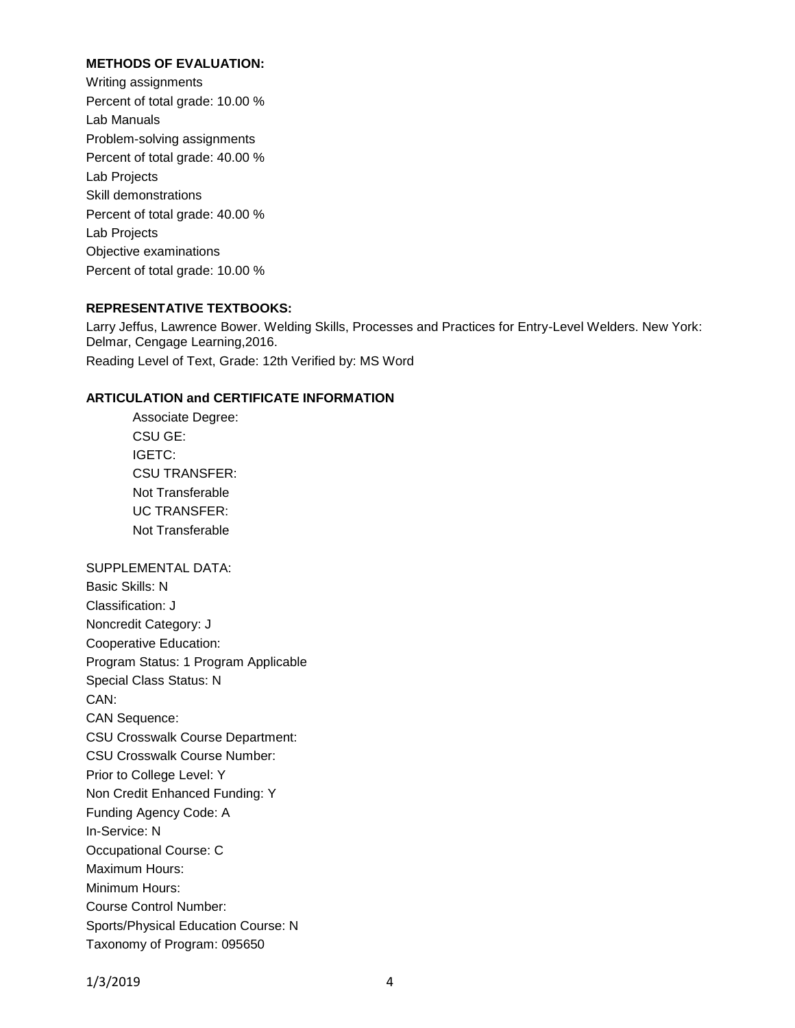**METHODS OF EVALUATION:**

Writing assignments
Percent of total grade: 10.00 %
Lab Manuals
Problem-solving assignments
Percent of total grade: 40.00 %
Lab Projects
Skill demonstrations
Percent of total grade: 40.00 %
Lab Projects
Objective examinations
Percent of total grade: 10.00 %

**REPRESENTATIVE TEXTBOOKS:**

Larry Jeffus, Lawrence Bower. Welding Skills, Processes and Practices for Entry-Level Welders. New York: Delmar, Cengage Learning,2016.
Reading Level of Text, Grade: 12th Verified by: MS Word

**ARTICULATION and CERTIFICATE INFORMATION**

Associate Degree:
CSU GE:
IGETC:
CSU TRANSFER:
Not Transferable
UC TRANSFER:
Not Transferable

SUPPLEMENTAL DATA:
Basic Skills: N
Classification: J
Noncredit Category: J
Cooperative Education:
Program Status: 1 Program Applicable
Special Class Status: N
CAN:
CAN Sequence:
CSU Crosswalk Course Department:
CSU Crosswalk Course Number:
Prior to College Level: Y
Non Credit Enhanced Funding: Y
Funding Agency Code: A
In-Service: N
Occupational Course: C
Maximum Hours:
Minimum Hours:
Course Control Number:
Sports/Physical Education Course: N
Taxonomy of Program: 095650

1/3/2019